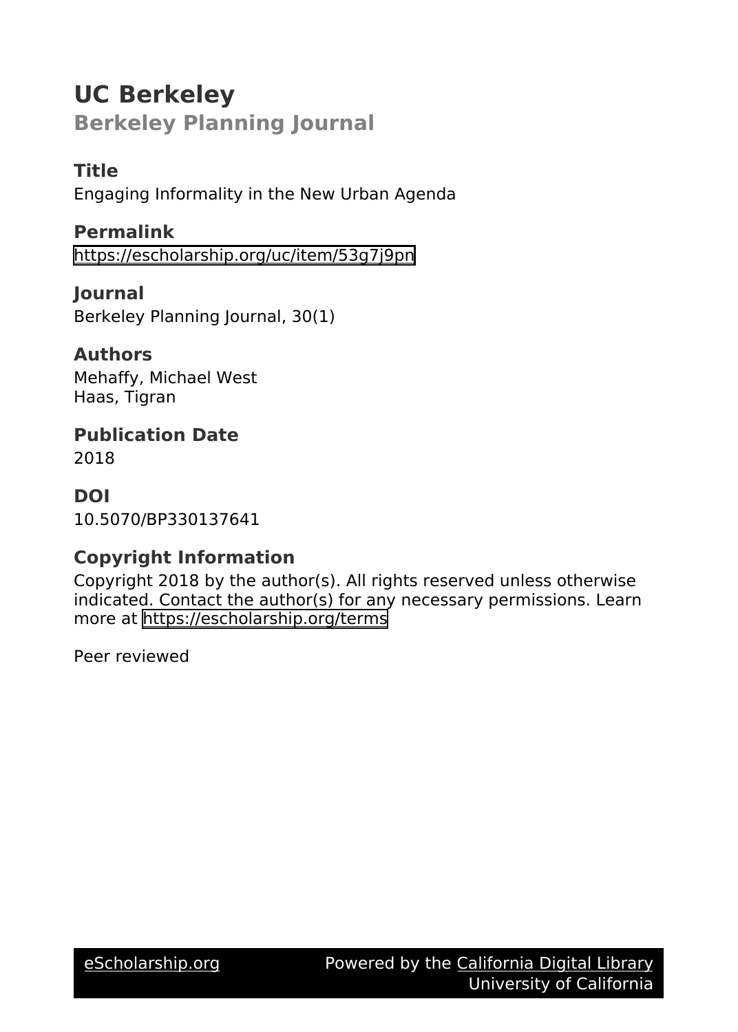# UC Berkeley

## Berkeley Planning Journal

### Title
Engaging Informality in the New Urban Agenda

### Permalink
https://escholarship.org/uc/item/53g7j9pn

### Journal
Berkeley Planning Journal, 30(1)

### Authors
Mehaffy, Michael West
Haas, Tigran

### Publication Date
2018

### DOI
10.5070/BP330137641

### Copyright Information
Copyright 2018 by the author(s). All rights reserved unless otherwise indicated. Contact the author(s) for any necessary permissions. Learn more at https://escholarship.org/terms

Peer reviewed

eScholarship.org Powered by the California Digital Library University of California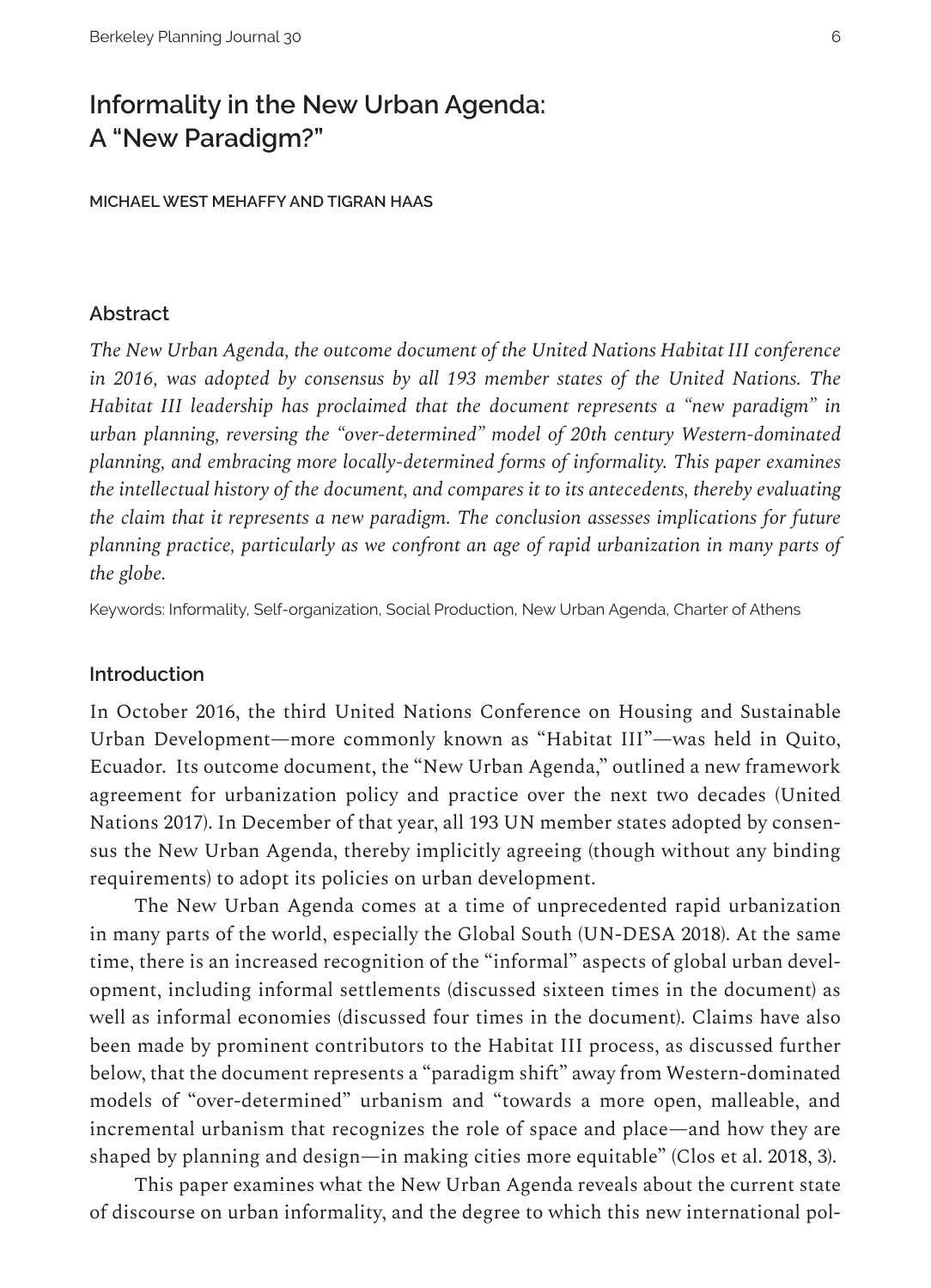# Informality in the New Urban Agenda: A "New Paradigm?"

**MICHAEL WEST MEHAFFY AND TIGRAN HAAS**

## Abstract

*The New Urban Agenda, the outcome document of the United Nations Habitat III conference in 2016, was adopted by consensus by all 193 member states of the United Nations. The Habitat III leadership has proclaimed that the document represents a "new paradigm" in urban planning, reversing the "over-determined" model of 20th century Western-dominated planning, and embracing more locally-determined forms of informality. This paper examines the intellectual history of the document, and compares it to its antecedents, thereby evaluating the claim that it represents a new paradigm. The conclusion assesses implications for future planning practice, particularly as we confront an age of rapid urbanization in many parts of the globe.*

Keywords: Informality, Self-organization, Social Production, New Urban Agenda, Charter of Athens

## Introduction

In October 2016, the third United Nations Conference on Housing and Sustainable Urban Development—more commonly known as "Habitat III"—was held in Quito, Ecuador. Its outcome document, the "New Urban Agenda," outlined a new framework agreement for urbanization policy and practice over the next two decades (United Nations 2017). In December of that year, all 193 UN member states adopted by consensus the New Urban Agenda, thereby implicitly agreeing (though without any binding requirements) to adopt its policies on urban development.

The New Urban Agenda comes at a time of unprecedented rapid urbanization in many parts of the world, especially the Global South (UN-DESA 2018). At the same time, there is an increased recognition of the "informal" aspects of global urban development, including informal settlements (discussed sixteen times in the document) as well as informal economies (discussed four times in the document). Claims have also been made by prominent contributors to the Habitat III process, as discussed further below, that the document represents a "paradigm shift" away from Western-dominated models of "over-determined" urbanism and "towards a more open, malleable, and incremental urbanism that recognizes the role of space and place—and how they are shaped by planning and design—in making cities more equitable" (Clos et al. 2018, 3).

This paper examines what the New Urban Agenda reveals about the current state of discourse on urban informality, and the degree to which this new international pol-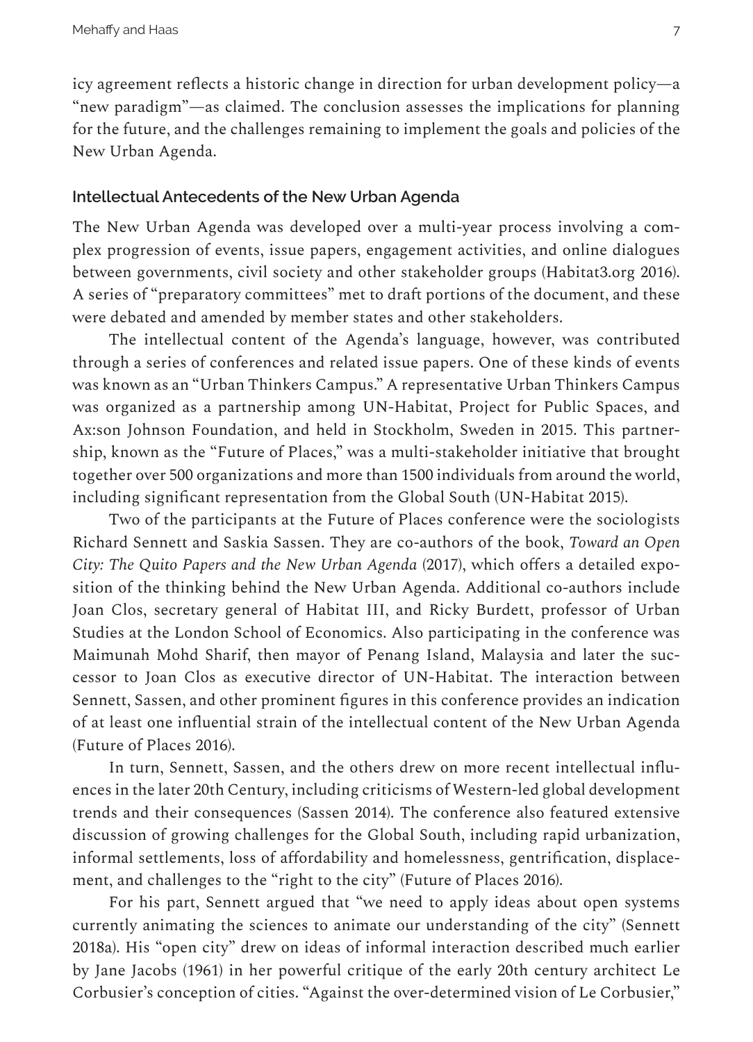icy agreement reflects a historic change in direction for urban development policy—a "new paradigm"—as claimed. The conclusion assesses the implications for planning for the future, and the challenges remaining to implement the goals and policies of the New Urban Agenda.

## Intellectual Antecedents of the New Urban Agenda

The New Urban Agenda was developed over a multi-year process involving a complex progression of events, issue papers, engagement activities, and online dialogues between governments, civil society and other stakeholder groups (Habitat3.org 2016). A series of "preparatory committees" met to draft portions of the document, and these were debated and amended by member states and other stakeholders.

The intellectual content of the Agenda's language, however, was contributed through a series of conferences and related issue papers. One of these kinds of events was known as an "Urban Thinkers Campus." A representative Urban Thinkers Campus was organized as a partnership among UN-Habitat, Project for Public Spaces, and Ax:son Johnson Foundation, and held in Stockholm, Sweden in 2015. This partnership, known as the "Future of Places," was a multi-stakeholder initiative that brought together over 500 organizations and more than 1500 individuals from around the world, including significant representation from the Global South (UN-Habitat 2015).

Two of the participants at the Future of Places conference were the sociologists Richard Sennett and Saskia Sassen. They are co-authors of the book, *Toward an Open City: The Quito Papers and the New Urban Agenda* (2017), which offers a detailed exposition of the thinking behind the New Urban Agenda. Additional co-authors include Joan Clos, secretary general of Habitat III, and Ricky Burdett, professor of Urban Studies at the London School of Economics. Also participating in the conference was Maimunah Mohd Sharif, then mayor of Penang Island, Malaysia and later the successor to Joan Clos as executive director of UN-Habitat. The interaction between Sennett, Sassen, and other prominent figures in this conference provides an indication of at least one influential strain of the intellectual content of the New Urban Agenda (Future of Places 2016).

In turn, Sennett, Sassen, and the others drew on more recent intellectual influences in the later 20th Century, including criticisms of Western-led global development trends and their consequences (Sassen 2014). The conference also featured extensive discussion of growing challenges for the Global South, including rapid urbanization, informal settlements, loss of affordability and homelessness, gentrification, displacement, and challenges to the "right to the city" (Future of Places 2016).

For his part, Sennett argued that "we need to apply ideas about open systems currently animating the sciences to animate our understanding of the city" (Sennett 2018a). His "open city" drew on ideas of informal interaction described much earlier by Jane Jacobs (1961) in her powerful critique of the early 20th century architect Le Corbusier's conception of cities. "Against the over-determined vision of Le Corbusier,"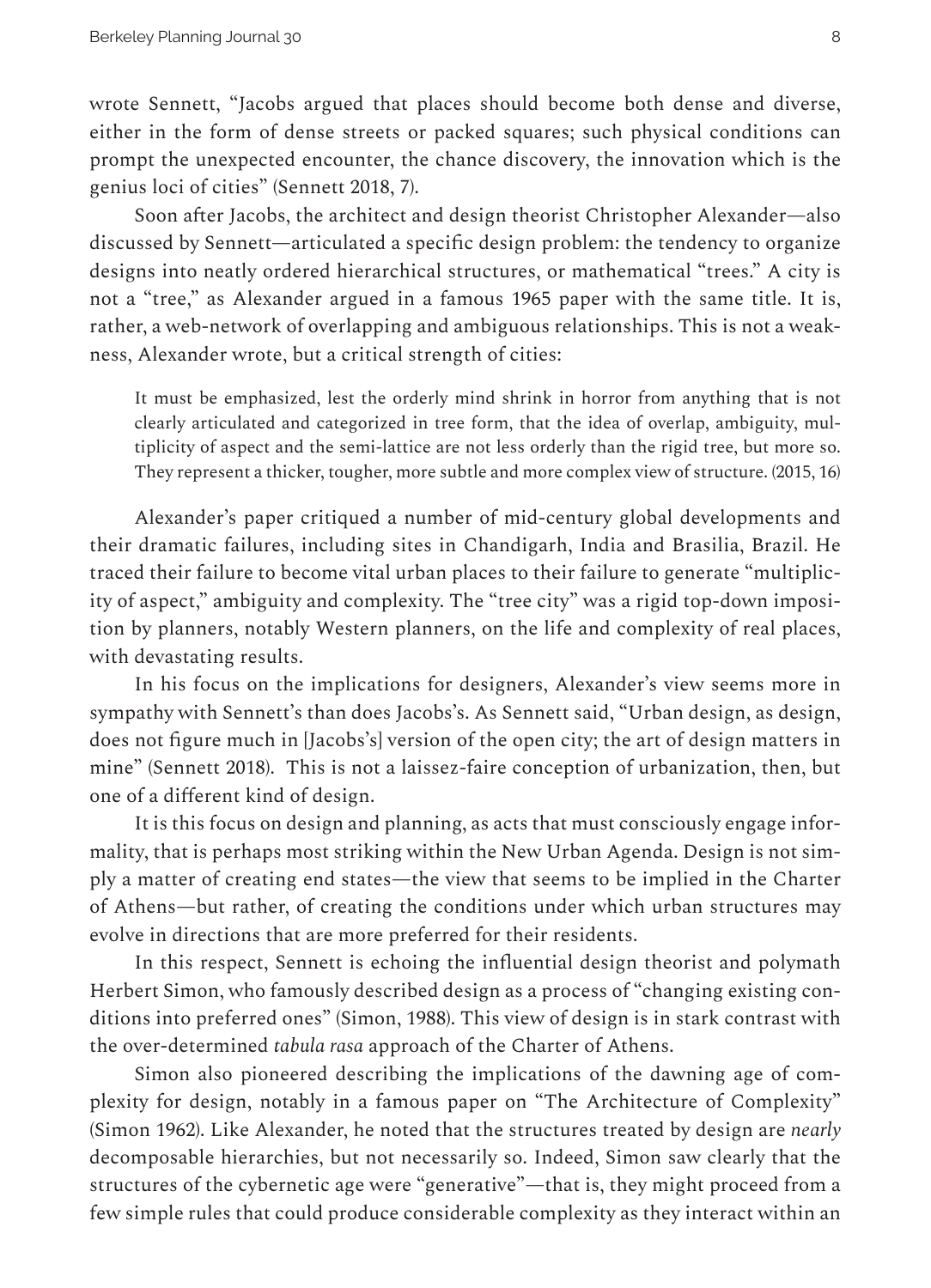wrote Sennett, "Jacobs argued that places should become both dense and diverse, either in the form of dense streets or packed squares; such physical conditions can prompt the unexpected encounter, the chance discovery, the innovation which is the genius loci of cities" (Sennett 2018, 7).

Soon after Jacobs, the architect and design theorist Christopher Alexander—also discussed by Sennett—articulated a specific design problem: the tendency to organize designs into neatly ordered hierarchical structures, or mathematical "trees." A city is not a "tree," as Alexander argued in a famous 1965 paper with the same title. It is, rather, a web-network of overlapping and ambiguous relationships. This is not a weakness, Alexander wrote, but a critical strength of cities:

> It must be emphasized, lest the orderly mind shrink in horror from anything that is not clearly articulated and categorized in tree form, that the idea of overlap, ambiguity, multiplicity of aspect and the semi-lattice are not less orderly than the rigid tree, but more so. They represent a thicker, tougher, more subtle and more complex view of structure. (2015, 16)

Alexander's paper critiqued a number of mid-century global developments and their dramatic failures, including sites in Chandigarh, India and Brasilia, Brazil. He traced their failure to become vital urban places to their failure to generate "multiplicity of aspect," ambiguity and complexity. The "tree city" was a rigid top-down imposition by planners, notably Western planners, on the life and complexity of real places, with devastating results.

In his focus on the implications for designers, Alexander's view seems more in sympathy with Sennett's than does Jacobs's. As Sennett said, "Urban design, as design, does not figure much in [Jacobs's] version of the open city; the art of design matters in mine" (Sennett 2018). This is not a laissez-faire conception of urbanization, then, but one of a different kind of design.

It is this focus on design and planning, as acts that must consciously engage informality, that is perhaps most striking within the New Urban Agenda. Design is not simply a matter of creating end states—the view that seems to be implied in the Charter of Athens—but rather, of creating the conditions under which urban structures may evolve in directions that are more preferred for their residents.

In this respect, Sennett is echoing the influential design theorist and polymath Herbert Simon, who famously described design as a process of "changing existing conditions into preferred ones" (Simon, 1988). This view of design is in stark contrast with the over-determined *tabula rasa* approach of the Charter of Athens.

Simon also pioneered describing the implications of the dawning age of complexity for design, notably in a famous paper on "The Architecture of Complexity" (Simon 1962). Like Alexander, he noted that the structures treated by design are *nearly* decomposable hierarchies, but not necessarily so. Indeed, Simon saw clearly that the structures of the cybernetic age were "generative"—that is, they might proceed from a few simple rules that could produce considerable complexity as they interact within an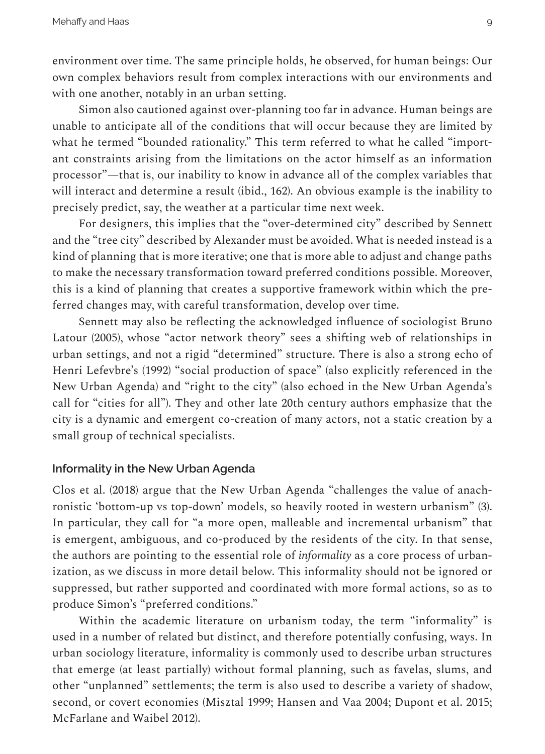environment over time. The same principle holds, he observed, for human beings: Our own complex behaviors result from complex interactions with our environments and with one another, notably in an urban setting.

Simon also cautioned against over-planning too far in advance. Human beings are unable to anticipate all of the conditions that will occur because they are limited by what he termed "bounded rationality." This term referred to what he called "important constraints arising from the limitations on the actor himself as an information processor"—that is, our inability to know in advance all of the complex variables that will interact and determine a result (ibid., 162). An obvious example is the inability to precisely predict, say, the weather at a particular time next week.

For designers, this implies that the "over-determined city" described by Sennett and the "tree city" described by Alexander must be avoided. What is needed instead is a kind of planning that is more iterative; one that is more able to adjust and change paths to make the necessary transformation toward preferred conditions possible. Moreover, this is a kind of planning that creates a supportive framework within which the preferred changes may, with careful transformation, develop over time.

Sennett may also be reflecting the acknowledged influence of sociologist Bruno Latour (2005), whose "actor network theory" sees a shifting web of relationships in urban settings, and not a rigid "determined" structure. There is also a strong echo of Henri Lefevbre's (1992) "social production of space" (also explicitly referenced in the New Urban Agenda) and "right to the city" (also echoed in the New Urban Agenda's call for "cities for all"). They and other late 20th century authors emphasize that the city is a dynamic and emergent co-creation of many actors, not a static creation by a small group of technical specialists.

## Informality in the New Urban Agenda

Clos et al. (2018) argue that the New Urban Agenda "challenges the value of anachronistic 'bottom-up vs top-down' models, so heavily rooted in western urbanism" (3). In particular, they call for "a more open, malleable and incremental urbanism" that is emergent, ambiguous, and co-produced by the residents of the city. In that sense, the authors are pointing to the essential role of *informality* as a core process of urbanization, as we discuss in more detail below. This informality should not be ignored or suppressed, but rather supported and coordinated with more formal actions, so as to produce Simon's "preferred conditions."

Within the academic literature on urbanism today, the term "informality" is used in a number of related but distinct, and therefore potentially confusing, ways. In urban sociology literature, informality is commonly used to describe urban structures that emerge (at least partially) without formal planning, such as favelas, slums, and other "unplanned" settlements; the term is also used to describe a variety of shadow, second, or covert economies (Misztal 1999; Hansen and Vaa 2004; Dupont et al. 2015; McFarlane and Waibel 2012).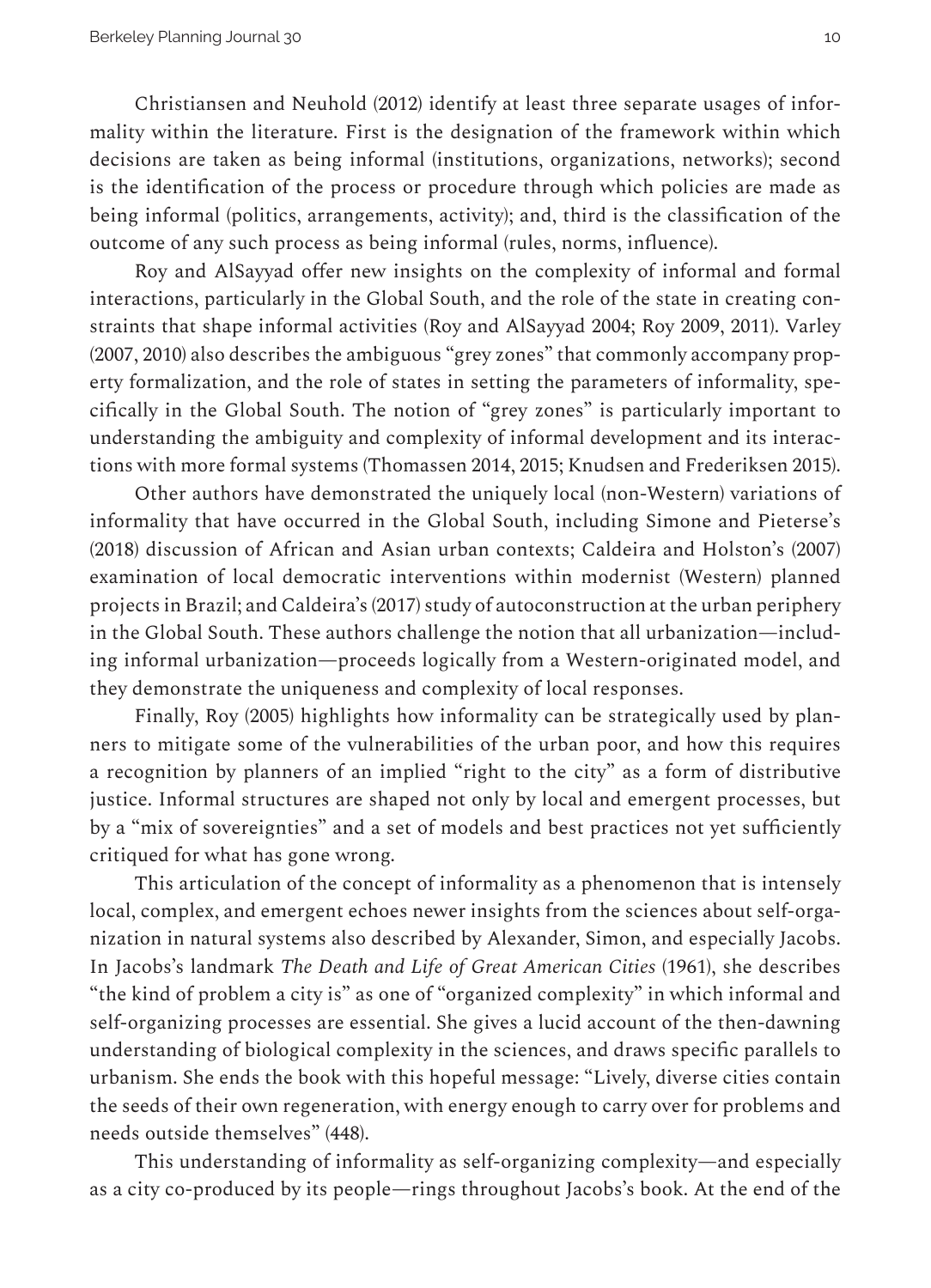Christiansen and Neuhold (2012) identify at least three separate usages of informality within the literature. First is the designation of the framework within which decisions are taken as being informal (institutions, organizations, networks); second is the identification of the process or procedure through which policies are made as being informal (politics, arrangements, activity); and, third is the classification of the outcome of any such process as being informal (rules, norms, influence).

Roy and AlSayyad offer new insights on the complexity of informal and formal interactions, particularly in the Global South, and the role of the state in creating constraints that shape informal activities (Roy and AlSayyad 2004; Roy 2009, 2011). Varley (2007, 2010) also describes the ambiguous "grey zones" that commonly accompany property formalization, and the role of states in setting the parameters of informality, specifically in the Global South. The notion of "grey zones" is particularly important to understanding the ambiguity and complexity of informal development and its interactions with more formal systems (Thomassen 2014, 2015; Knudsen and Frederiksen 2015).

Other authors have demonstrated the uniquely local (non-Western) variations of informality that have occurred in the Global South, including Simone and Pieterse's (2018) discussion of African and Asian urban contexts; Caldeira and Holston's (2007) examination of local democratic interventions within modernist (Western) planned projects in Brazil; and Caldeira's (2017) study of autoconstruction at the urban periphery in the Global South. These authors challenge the notion that all urbanization—including informal urbanization—proceeds logically from a Western-originated model, and they demonstrate the uniqueness and complexity of local responses.

Finally, Roy (2005) highlights how informality can be strategically used by planners to mitigate some of the vulnerabilities of the urban poor, and how this requires a recognition by planners of an implied "right to the city" as a form of distributive justice. Informal structures are shaped not only by local and emergent processes, but by a "mix of sovereignties" and a set of models and best practices not yet sufficiently critiqued for what has gone wrong.

This articulation of the concept of informality as a phenomenon that is intensely local, complex, and emergent echoes newer insights from the sciences about self-organization in natural systems also described by Alexander, Simon, and especially Jacobs. In Jacobs's landmark *The Death and Life of Great American Cities* (1961), she describes "the kind of problem a city is" as one of "organized complexity" in which informal and self-organizing processes are essential. She gives a lucid account of the then-dawning understanding of biological complexity in the sciences, and draws specific parallels to urbanism. She ends the book with this hopeful message: "Lively, diverse cities contain the seeds of their own regeneration, with energy enough to carry over for problems and needs outside themselves" (448).

This understanding of informality as self-organizing complexity—and especially as a city co-produced by its people—rings throughout Jacobs's book. At the end of the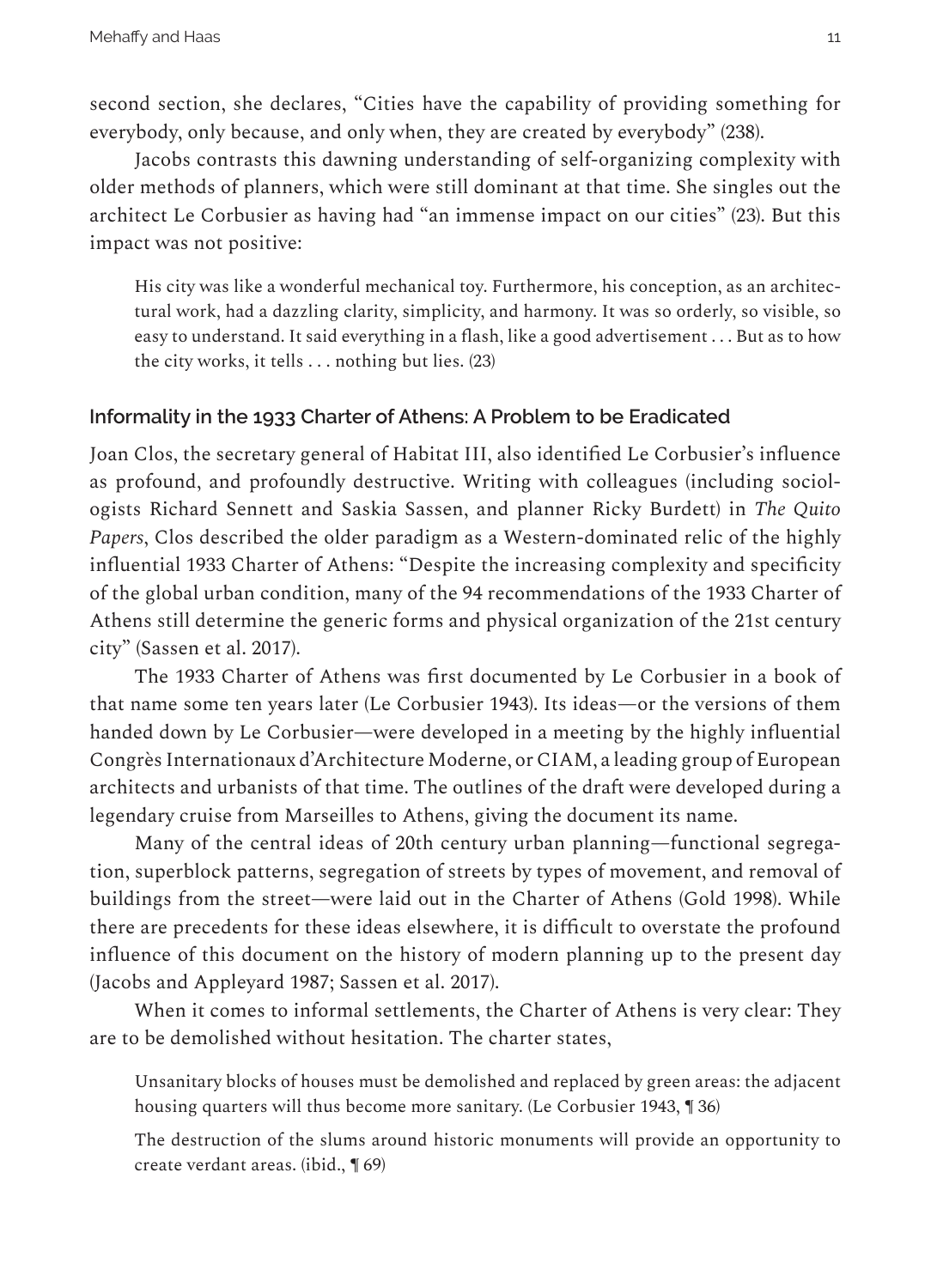second section, she declares, "Cities have the capability of providing something for everybody, only because, and only when, they are created by everybody" (238).

Jacobs contrasts this dawning understanding of self-organizing complexity with older methods of planners, which were still dominant at that time. She singles out the architect Le Corbusier as having had "an immense impact on our cities" (23). But this impact was not positive:

> His city was like a wonderful mechanical toy. Furthermore, his conception, as an architectural work, had a dazzling clarity, simplicity, and harmony. It was so orderly, so visible, so easy to understand. It said everything in a flash, like a good advertisement . . . But as to how the city works, it tells . . . nothing but lies. (23)

## Informality in the 1933 Charter of Athens: A Problem to be Eradicated

Joan Clos, the secretary general of Habitat III, also identified Le Corbusier's influence as profound, and profoundly destructive. Writing with colleagues (including sociologists Richard Sennett and Saskia Sassen, and planner Ricky Burdett) in *The Quito Papers*, Clos described the older paradigm as a Western-dominated relic of the highly influential 1933 Charter of Athens: "Despite the increasing complexity and specificity of the global urban condition, many of the 94 recommendations of the 1933 Charter of Athens still determine the generic forms and physical organization of the 21st century city" (Sassen et al. 2017).

The 1933 Charter of Athens was first documented by Le Corbusier in a book of that name some ten years later (Le Corbusier 1943). Its ideas—or the versions of them handed down by Le Corbusier—were developed in a meeting by the highly influential Congrès Internationaux d'Architecture Moderne, or CIAM, a leading group of European architects and urbanists of that time. The outlines of the draft were developed during a legendary cruise from Marseilles to Athens, giving the document its name.

Many of the central ideas of 20th century urban planning—functional segregation, superblock patterns, segregation of streets by types of movement, and removal of buildings from the street—were laid out in the Charter of Athens (Gold 1998). While there are precedents for these ideas elsewhere, it is difficult to overstate the profound influence of this document on the history of modern planning up to the present day (Jacobs and Appleyard 1987; Sassen et al. 2017).

When it comes to informal settlements, the Charter of Athens is very clear: They are to be demolished without hesitation. The charter states,

> Unsanitary blocks of houses must be demolished and replaced by green areas: the adjacent housing quarters will thus become more sanitary. (Le Corbusier 1943, ¶ 36)
>
> The destruction of the slums around historic monuments will provide an opportunity to create verdant areas. (ibid., ¶ 69)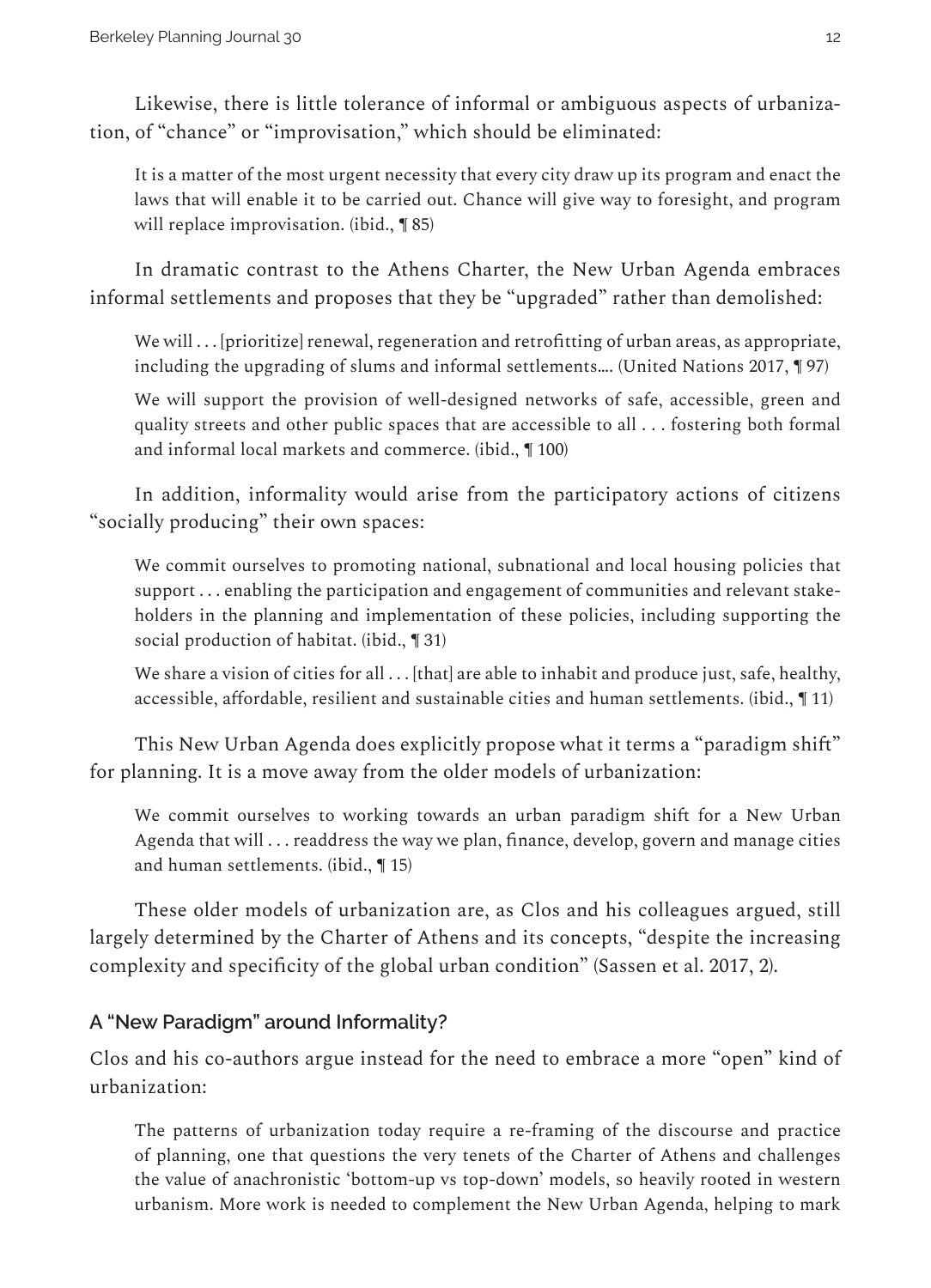Likewise, there is little tolerance of informal or ambiguous aspects of urbanization, of "chance" or "improvisation," which should be eliminated:

> It is a matter of the most urgent necessity that every city draw up its program and enact the laws that will enable it to be carried out. Chance will give way to foresight, and program will replace improvisation. (ibid., ¶ 85)

In dramatic contrast to the Athens Charter, the New Urban Agenda embraces informal settlements and proposes that they be "upgraded" rather than demolished:

> We will . . . [prioritize] renewal, regeneration and retrofitting of urban areas, as appropriate, including the upgrading of slums and informal settlements…. (United Nations 2017, ¶ 97)
>
> We will support the provision of well-designed networks of safe, accessible, green and quality streets and other public spaces that are accessible to all . . . fostering both formal and informal local markets and commerce. (ibid., ¶ 100)

In addition, informality would arise from the participatory actions of citizens "socially producing" their own spaces:

> We commit ourselves to promoting national, subnational and local housing policies that support . . . enabling the participation and engagement of communities and relevant stakeholders in the planning and implementation of these policies, including supporting the social production of habitat. (ibid., ¶ 31)
>
> We share a vision of cities for all . . . [that] are able to inhabit and produce just, safe, healthy, accessible, affordable, resilient and sustainable cities and human settlements. (ibid., ¶ 11)

This New Urban Agenda does explicitly propose what it terms a "paradigm shift" for planning. It is a move away from the older models of urbanization:

> We commit ourselves to working towards an urban paradigm shift for a New Urban Agenda that will . . . readdress the way we plan, finance, develop, govern and manage cities and human settlements. (ibid., ¶ 15)

These older models of urbanization are, as Clos and his colleagues argued, still largely determined by the Charter of Athens and its concepts, "despite the increasing complexity and specificity of the global urban condition" (Sassen et al. 2017, 2).

## A "New Paradigm" around Informality?

Clos and his co-authors argue instead for the need to embrace a more "open" kind of urbanization:

> The patterns of urbanization today require a re-framing of the discourse and practice of planning, one that questions the very tenets of the Charter of Athens and challenges the value of anachronistic 'bottom-up vs top-down' models, so heavily rooted in western urbanism. More work is needed to complement the New Urban Agenda, helping to mark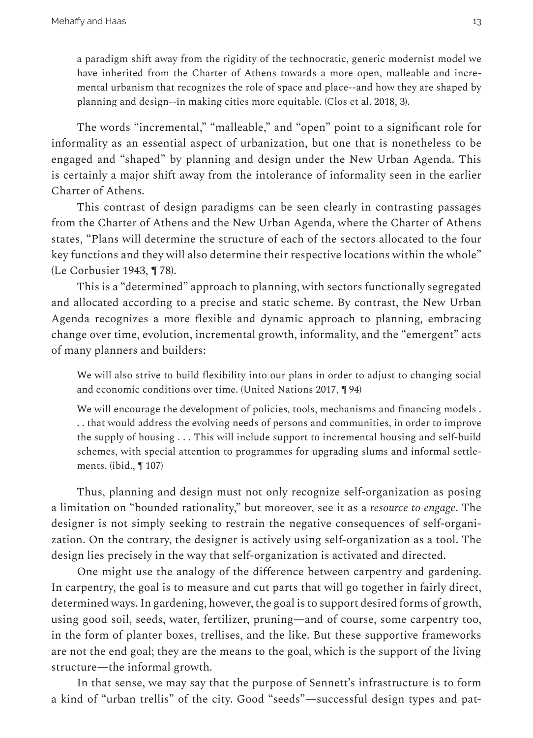> a paradigm shift away from the rigidity of the technocratic, generic modernist model we have inherited from the Charter of Athens towards a more open, malleable and incremental urbanism that recognizes the role of space and place--and how they are shaped by planning and design--in making cities more equitable. (Clos et al. 2018, 3).

The words "incremental," "malleable," and "open" point to a significant role for informality as an essential aspect of urbanization, but one that is nonetheless to be engaged and "shaped" by planning and design under the New Urban Agenda. This is certainly a major shift away from the intolerance of informality seen in the earlier Charter of Athens.

This contrast of design paradigms can be seen clearly in contrasting passages from the Charter of Athens and the New Urban Agenda, where the Charter of Athens states, "Plans will determine the structure of each of the sectors allocated to the four key functions and they will also determine their respective locations within the whole" (Le Corbusier 1943, ¶ 78).

This is a "determined" approach to planning, with sectors functionally segregated and allocated according to a precise and static scheme. By contrast, the New Urban Agenda recognizes a more flexible and dynamic approach to planning, embracing change over time, evolution, incremental growth, informality, and the "emergent" acts of many planners and builders:

> We will also strive to build flexibility into our plans in order to adjust to changing social and economic conditions over time. (United Nations 2017, ¶ 94)
>
> We will encourage the development of policies, tools, mechanisms and financing models . . . that would address the evolving needs of persons and communities, in order to improve the supply of housing . . . This will include support to incremental housing and self-build schemes, with special attention to programmes for upgrading slums and informal settlements. (ibid., ¶ 107)

Thus, planning and design must not only recognize self-organization as posing a limitation on "bounded rationality," but moreover, see it as a *resource to engage*. The designer is not simply seeking to restrain the negative consequences of self-organization. On the contrary, the designer is actively using self-organization as a tool. The design lies precisely in the way that self-organization is activated and directed.

One might use the analogy of the difference between carpentry and gardening. In carpentry, the goal is to measure and cut parts that will go together in fairly direct, determined ways. In gardening, however, the goal is to support desired forms of growth, using good soil, seeds, water, fertilizer, pruning—and of course, some carpentry too, in the form of planter boxes, trellises, and the like. But these supportive frameworks are not the end goal; they are the means to the goal, which is the support of the living structure—the informal growth.

In that sense, we may say that the purpose of Sennett's infrastructure is to form a kind of "urban trellis" of the city. Good "seeds"—successful design types and pat-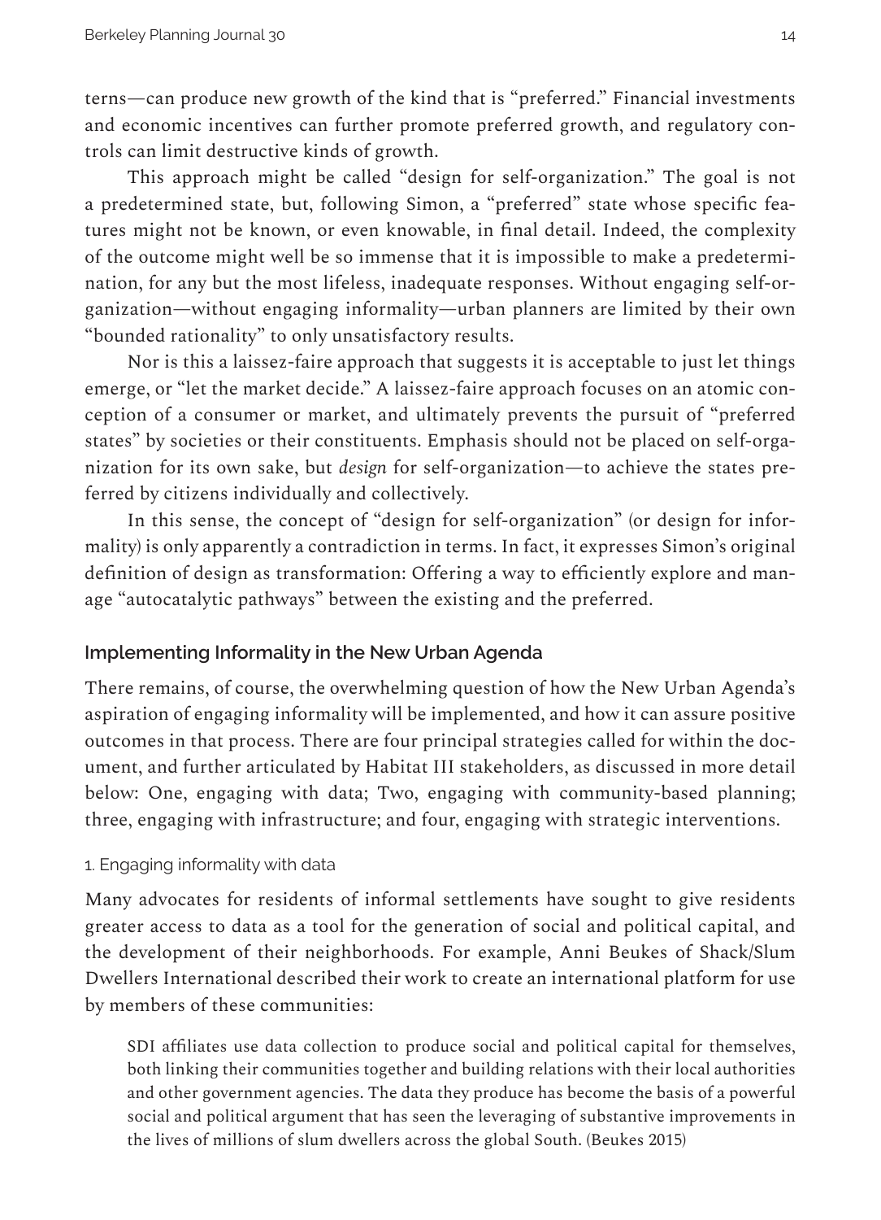terns—can produce new growth of the kind that is "preferred." Financial investments and economic incentives can further promote preferred growth, and regulatory controls can limit destructive kinds of growth.

This approach might be called "design for self-organization." The goal is not a predetermined state, but, following Simon, a "preferred" state whose specific features might not be known, or even knowable, in final detail. Indeed, the complexity of the outcome might well be so immense that it is impossible to make a predetermination, for any but the most lifeless, inadequate responses. Without engaging self-organization—without engaging informality—urban planners are limited by their own "bounded rationality" to only unsatisfactory results.

Nor is this a laissez-faire approach that suggests it is acceptable to just let things emerge, or "let the market decide." A laissez-faire approach focuses on an atomic conception of a consumer or market, and ultimately prevents the pursuit of "preferred states" by societies or their constituents. Emphasis should not be placed on self-organization for its own sake, but *design* for self-organization—to achieve the states preferred by citizens individually and collectively.

In this sense, the concept of "design for self-organization" (or design for informality) is only apparently a contradiction in terms. In fact, it expresses Simon's original definition of design as transformation: Offering a way to efficiently explore and manage "autocatalytic pathways" between the existing and the preferred.

## Implementing Informality in the New Urban Agenda

There remains, of course, the overwhelming question of how the New Urban Agenda's aspiration of engaging informality will be implemented, and how it can assure positive outcomes in that process. There are four principal strategies called for within the document, and further articulated by Habitat III stakeholders, as discussed in more detail below: One, engaging with data; Two, engaging with community-based planning; three, engaging with infrastructure; and four, engaging with strategic interventions.

### 1. Engaging informality with data

Many advocates for residents of informal settlements have sought to give residents greater access to data as a tool for the generation of social and political capital, and the development of their neighborhoods. For example, Anni Beukes of Shack/Slum Dwellers International described their work to create an international platform for use by members of these communities:

> SDI affiliates use data collection to produce social and political capital for themselves, both linking their communities together and building relations with their local authorities and other government agencies. The data they produce has become the basis of a powerful social and political argument that has seen the leveraging of substantive improvements in the lives of millions of slum dwellers across the global South. (Beukes 2015)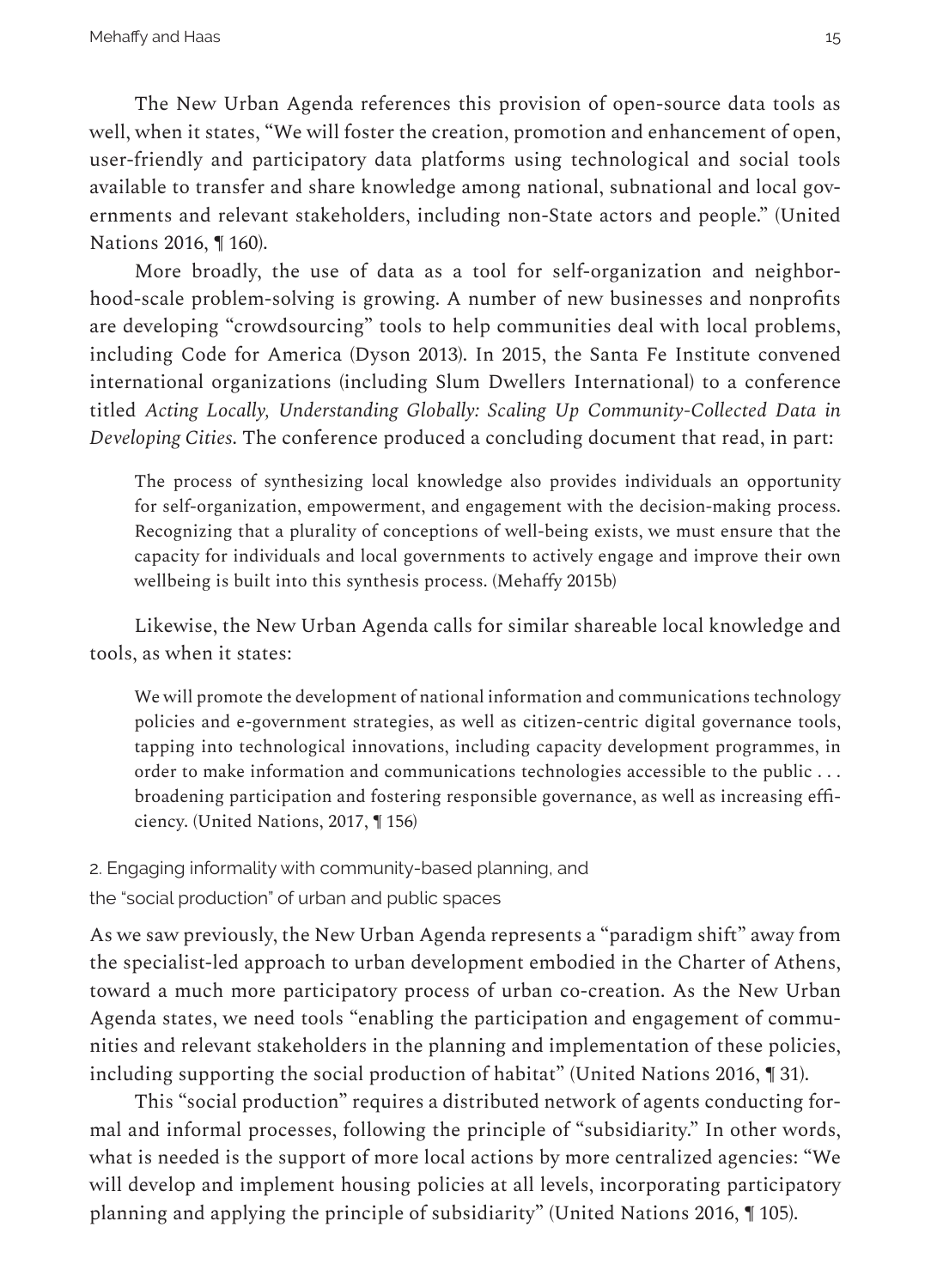The New Urban Agenda references this provision of open-source data tools as well, when it states, "We will foster the creation, promotion and enhancement of open, user-friendly and participatory data platforms using technological and social tools available to transfer and share knowledge among national, subnational and local governments and relevant stakeholders, including non-State actors and people." (United Nations 2016, ¶ 160).

More broadly, the use of data as a tool for self-organization and neighborhood-scale problem-solving is growing. A number of new businesses and nonprofits are developing "crowdsourcing" tools to help communities deal with local problems, including Code for America (Dyson 2013). In 2015, the Santa Fe Institute convened international organizations (including Slum Dwellers International) to a conference titled *Acting Locally, Understanding Globally: Scaling Up Community-Collected Data in Developing Cities*. The conference produced a concluding document that read, in part:

> The process of synthesizing local knowledge also provides individuals an opportunity for self-organization, empowerment, and engagement with the decision-making process. Recognizing that a plurality of conceptions of well-being exists, we must ensure that the capacity for individuals and local governments to actively engage and improve their own wellbeing is built into this synthesis process. (Mehaffy 2015b)

Likewise, the New Urban Agenda calls for similar shareable local knowledge and tools, as when it states:

> We will promote the development of national information and communications technology policies and e-government strategies, as well as citizen-centric digital governance tools, tapping into technological innovations, including capacity development programmes, in order to make information and communications technologies accessible to the public . . . broadening participation and fostering responsible governance, as well as increasing efficiency. (United Nations, 2017, ¶ 156)

### 2. Engaging informality with community-based planning, and the "social production" of urban and public spaces

As we saw previously, the New Urban Agenda represents a "paradigm shift" away from the specialist-led approach to urban development embodied in the Charter of Athens, toward a much more participatory process of urban co-creation. As the New Urban Agenda states, we need tools "enabling the participation and engagement of communities and relevant stakeholders in the planning and implementation of these policies, including supporting the social production of habitat" (United Nations 2016, ¶ 31).

This "social production" requires a distributed network of agents conducting formal and informal processes, following the principle of "subsidiarity." In other words, what is needed is the support of more local actions by more centralized agencies: "We will develop and implement housing policies at all levels, incorporating participatory planning and applying the principle of subsidiarity" (United Nations 2016, ¶ 105).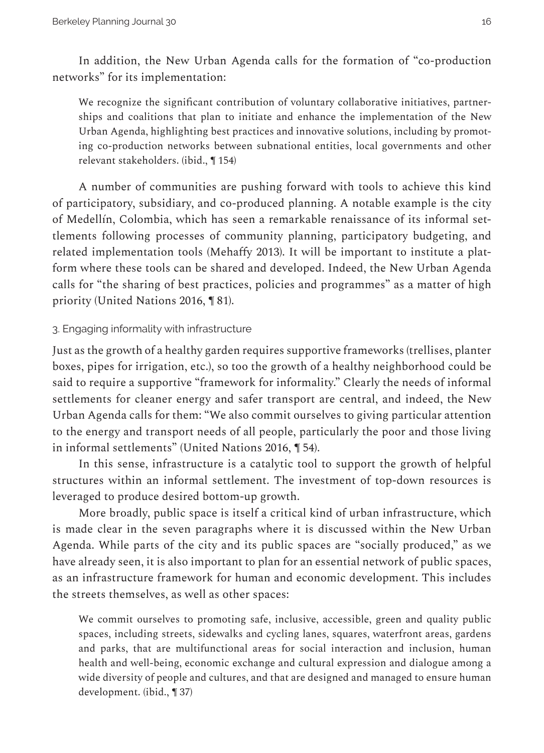In addition, the New Urban Agenda calls for the formation of "co-production networks" for its implementation:

> We recognize the significant contribution of voluntary collaborative initiatives, partnerships and coalitions that plan to initiate and enhance the implementation of the New Urban Agenda, highlighting best practices and innovative solutions, including by promoting co-production networks between subnational entities, local governments and other relevant stakeholders. (ibid., ¶ 154)

A number of communities are pushing forward with tools to achieve this kind of participatory, subsidiary, and co-produced planning. A notable example is the city of Medellín, Colombia, which has seen a remarkable renaissance of its informal settlements following processes of community planning, participatory budgeting, and related implementation tools (Mehaffy 2013). It will be important to institute a platform where these tools can be shared and developed. Indeed, the New Urban Agenda calls for "the sharing of best practices, policies and programmes" as a matter of high priority (United Nations 2016, ¶ 81).

### 3. Engaging informality with infrastructure

Just as the growth of a healthy garden requires supportive frameworks (trellises, planter boxes, pipes for irrigation, etc.), so too the growth of a healthy neighborhood could be said to require a supportive "framework for informality." Clearly the needs of informal settlements for cleaner energy and safer transport are central, and indeed, the New Urban Agenda calls for them: "We also commit ourselves to giving particular attention to the energy and transport needs of all people, particularly the poor and those living in informal settlements" (United Nations 2016, ¶ 54).

In this sense, infrastructure is a catalytic tool to support the growth of helpful structures within an informal settlement. The investment of top-down resources is leveraged to produce desired bottom-up growth.

More broadly, public space is itself a critical kind of urban infrastructure, which is made clear in the seven paragraphs where it is discussed within the New Urban Agenda. While parts of the city and its public spaces are "socially produced," as we have already seen, it is also important to plan for an essential network of public spaces, as an infrastructure framework for human and economic development. This includes the streets themselves, as well as other spaces:

> We commit ourselves to promoting safe, inclusive, accessible, green and quality public spaces, including streets, sidewalks and cycling lanes, squares, waterfront areas, gardens and parks, that are multifunctional areas for social interaction and inclusion, human health and well-being, economic exchange and cultural expression and dialogue among a wide diversity of people and cultures, and that are designed and managed to ensure human development. (ibid., ¶ 37)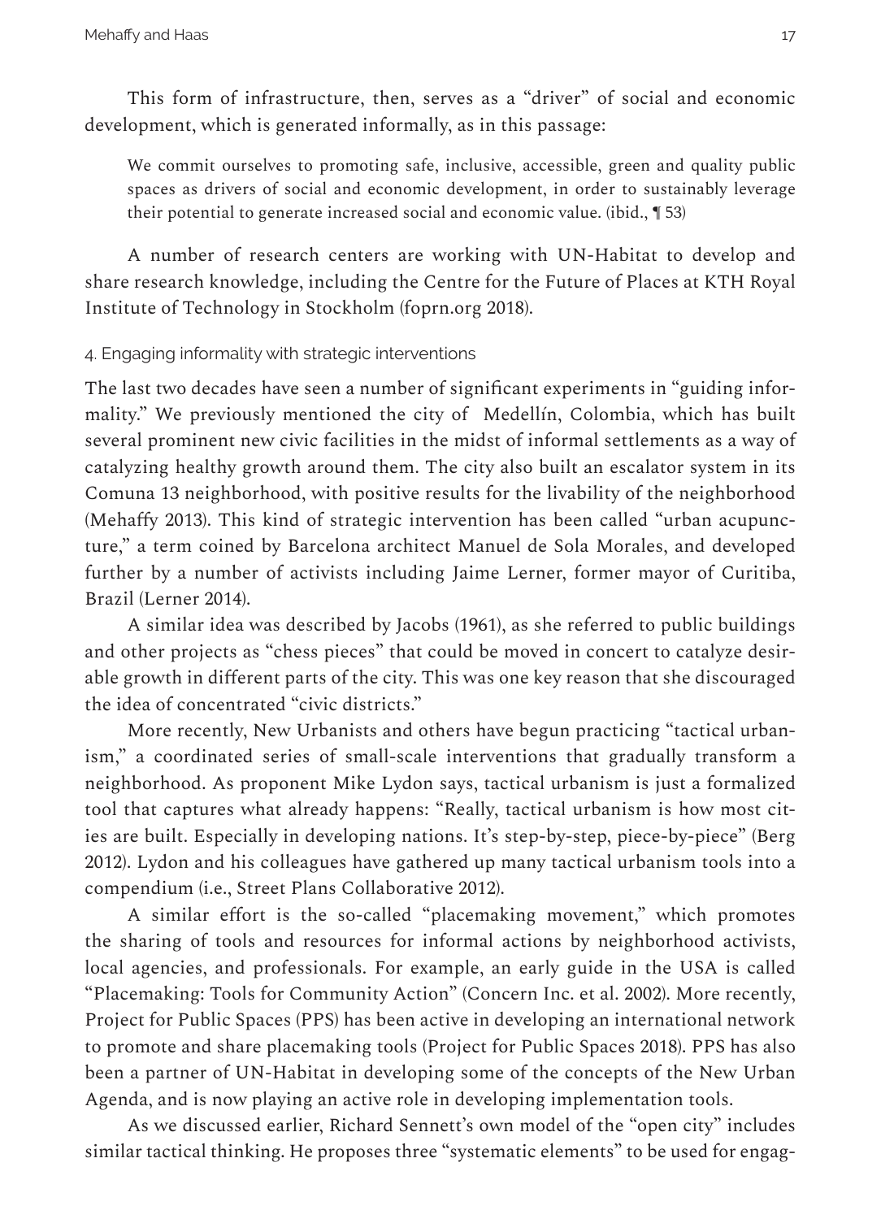This form of infrastructure, then, serves as a "driver" of social and economic development, which is generated informally, as in this passage:

> We commit ourselves to promoting safe, inclusive, accessible, green and quality public spaces as drivers of social and economic development, in order to sustainably leverage their potential to generate increased social and economic value. (ibid., ¶ 53)

A number of research centers are working with UN-Habitat to develop and share research knowledge, including the Centre for the Future of Places at KTH Royal Institute of Technology in Stockholm (foprn.org 2018).

### 4. Engaging informality with strategic interventions

The last two decades have seen a number of significant experiments in "guiding informality." We previously mentioned the city of Medellín, Colombia, which has built several prominent new civic facilities in the midst of informal settlements as a way of catalyzing healthy growth around them. The city also built an escalator system in its Comuna 13 neighborhood, with positive results for the livability of the neighborhood (Mehaffy 2013). This kind of strategic intervention has been called "urban acupuncture," a term coined by Barcelona architect Manuel de Sola Morales, and developed further by a number of activists including Jaime Lerner, former mayor of Curitiba, Brazil (Lerner 2014).

A similar idea was described by Jacobs (1961), as she referred to public buildings and other projects as "chess pieces" that could be moved in concert to catalyze desirable growth in different parts of the city. This was one key reason that she discouraged the idea of concentrated "civic districts."

More recently, New Urbanists and others have begun practicing "tactical urbanism," a coordinated series of small-scale interventions that gradually transform a neighborhood. As proponent Mike Lydon says, tactical urbanism is just a formalized tool that captures what already happens: "Really, tactical urbanism is how most cities are built. Especially in developing nations. It's step-by-step, piece-by-piece" (Berg 2012). Lydon and his colleagues have gathered up many tactical urbanism tools into a compendium (i.e., Street Plans Collaborative 2012).

A similar effort is the so-called "placemaking movement," which promotes the sharing of tools and resources for informal actions by neighborhood activists, local agencies, and professionals. For example, an early guide in the USA is called "Placemaking: Tools for Community Action" (Concern Inc. et al. 2002). More recently, Project for Public Spaces (PPS) has been active in developing an international network to promote and share placemaking tools (Project for Public Spaces 2018). PPS has also been a partner of UN-Habitat in developing some of the concepts of the New Urban Agenda, and is now playing an active role in developing implementation tools.

As we discussed earlier, Richard Sennett's own model of the "open city" includes similar tactical thinking. He proposes three "systematic elements" to be used for engag-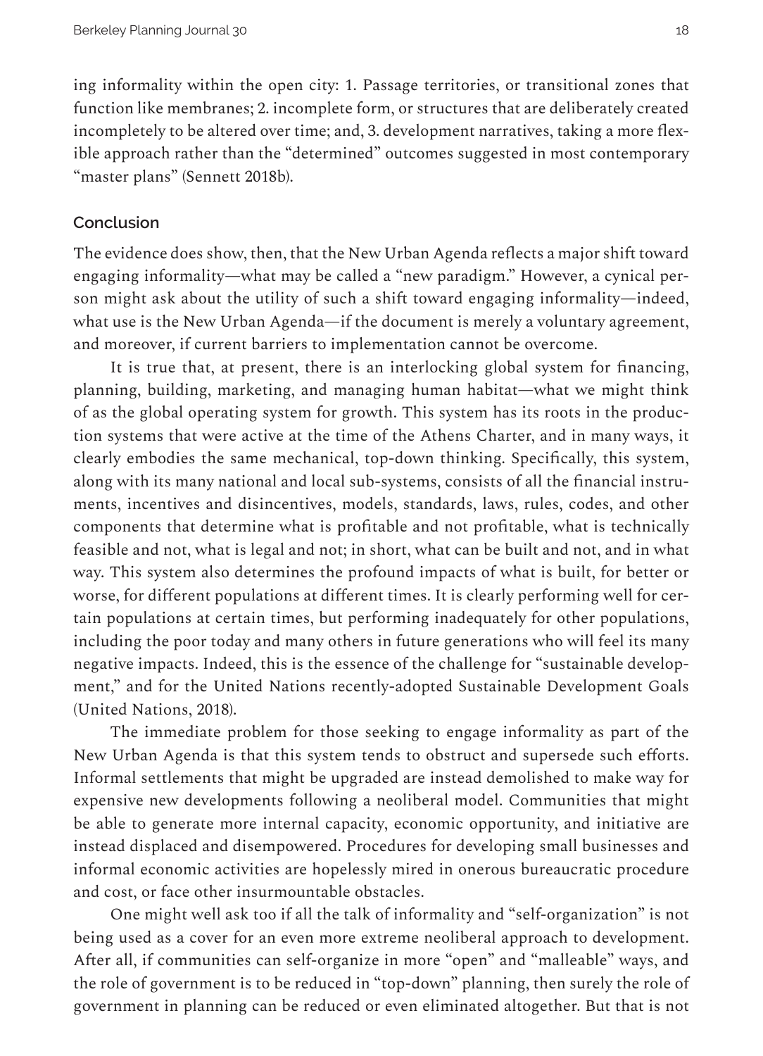ing informality within the open city: 1. Passage territories, or transitional zones that function like membranes; 2. incomplete form, or structures that are deliberately created incompletely to be altered over time; and, 3. development narratives, taking a more flexible approach rather than the "determined" outcomes suggested in most contemporary "master plans" (Sennett 2018b).

## Conclusion

The evidence does show, then, that the New Urban Agenda reflects a major shift toward engaging informality—what may be called a "new paradigm." However, a cynical person might ask about the utility of such a shift toward engaging informality—indeed, what use is the New Urban Agenda—if the document is merely a voluntary agreement, and moreover, if current barriers to implementation cannot be overcome.

It is true that, at present, there is an interlocking global system for financing, planning, building, marketing, and managing human habitat—what we might think of as the global operating system for growth. This system has its roots in the production systems that were active at the time of the Athens Charter, and in many ways, it clearly embodies the same mechanical, top-down thinking. Specifically, this system, along with its many national and local sub-systems, consists of all the financial instruments, incentives and disincentives, models, standards, laws, rules, codes, and other components that determine what is profitable and not profitable, what is technically feasible and not, what is legal and not; in short, what can be built and not, and in what way. This system also determines the profound impacts of what is built, for better or worse, for different populations at different times. It is clearly performing well for certain populations at certain times, but performing inadequately for other populations, including the poor today and many others in future generations who will feel its many negative impacts. Indeed, this is the essence of the challenge for "sustainable development," and for the United Nations recently-adopted Sustainable Development Goals (United Nations, 2018).

The immediate problem for those seeking to engage informality as part of the New Urban Agenda is that this system tends to obstruct and supersede such efforts. Informal settlements that might be upgraded are instead demolished to make way for expensive new developments following a neoliberal model. Communities that might be able to generate more internal capacity, economic opportunity, and initiative are instead displaced and disempowered. Procedures for developing small businesses and informal economic activities are hopelessly mired in onerous bureaucratic procedure and cost, or face other insurmountable obstacles.

One might well ask too if all the talk of informality and "self-organization" is not being used as a cover for an even more extreme neoliberal approach to development. After all, if communities can self-organize in more "open" and "malleable" ways, and the role of government is to be reduced in "top-down" planning, then surely the role of government in planning can be reduced or even eliminated altogether. But that is not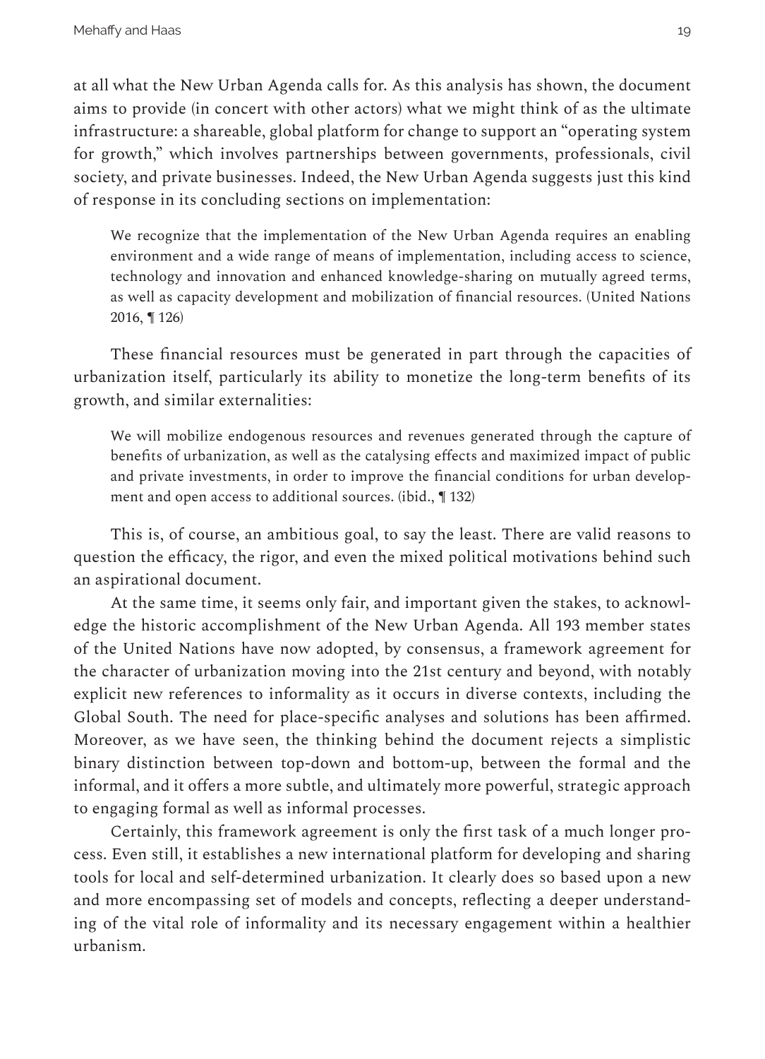at all what the New Urban Agenda calls for. As this analysis has shown, the document aims to provide (in concert with other actors) what we might think of as the ultimate infrastructure: a shareable, global platform for change to support an "operating system for growth," which involves partnerships between governments, professionals, civil society, and private businesses. Indeed, the New Urban Agenda suggests just this kind of response in its concluding sections on implementation:

> We recognize that the implementation of the New Urban Agenda requires an enabling environment and a wide range of means of implementation, including access to science, technology and innovation and enhanced knowledge-sharing on mutually agreed terms, as well as capacity development and mobilization of financial resources. (United Nations 2016, ¶ 126)

These financial resources must be generated in part through the capacities of urbanization itself, particularly its ability to monetize the long-term benefits of its growth, and similar externalities:

> We will mobilize endogenous resources and revenues generated through the capture of benefits of urbanization, as well as the catalysing effects and maximized impact of public and private investments, in order to improve the financial conditions for urban development and open access to additional sources. (ibid., ¶ 132)

This is, of course, an ambitious goal, to say the least. There are valid reasons to question the efficacy, the rigor, and even the mixed political motivations behind such an aspirational document.

At the same time, it seems only fair, and important given the stakes, to acknowledge the historic accomplishment of the New Urban Agenda. All 193 member states of the United Nations have now adopted, by consensus, a framework agreement for the character of urbanization moving into the 21st century and beyond, with notably explicit new references to informality as it occurs in diverse contexts, including the Global South. The need for place-specific analyses and solutions has been affirmed. Moreover, as we have seen, the thinking behind the document rejects a simplistic binary distinction between top-down and bottom-up, between the formal and the informal, and it offers a more subtle, and ultimately more powerful, strategic approach to engaging formal as well as informal processes.

Certainly, this framework agreement is only the first task of a much longer process. Even still, it establishes a new international platform for developing and sharing tools for local and self-determined urbanization. It clearly does so based upon a new and more encompassing set of models and concepts, reflecting a deeper understanding of the vital role of informality and its necessary engagement within a healthier urbanism.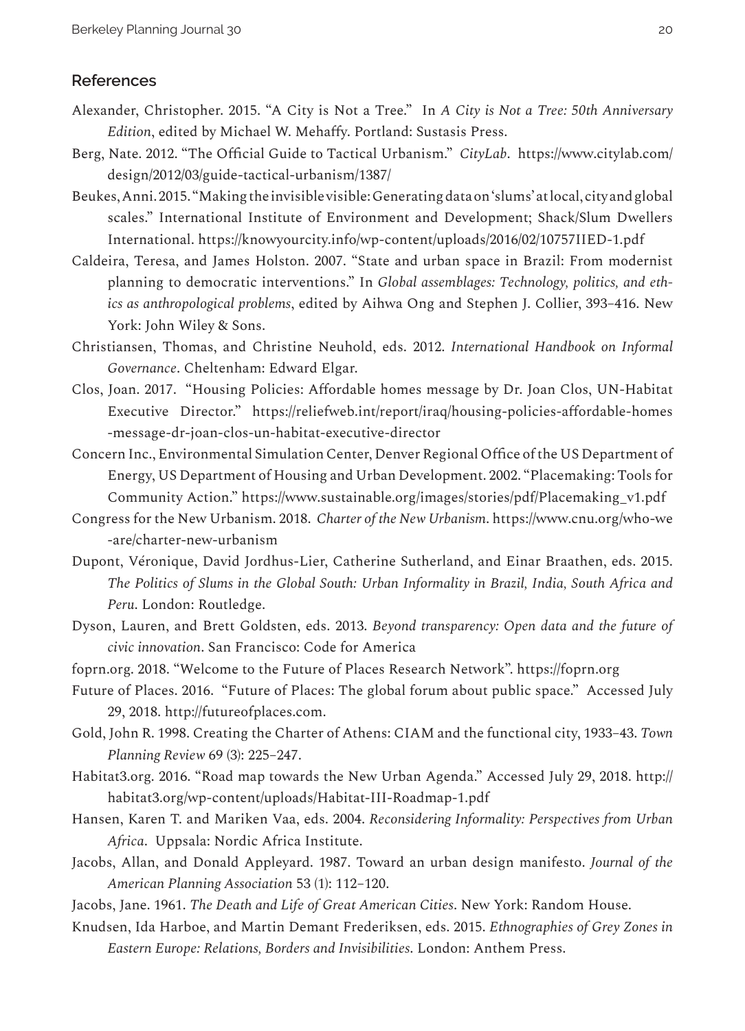## References

Alexander, Christopher. 2015. "A City is Not a Tree." In *A City is Not a Tree: 50th Anniversary Edition*, edited by Michael W. Mehaffy. Portland: Sustasis Press.

Berg, Nate. 2012. "The Official Guide to Tactical Urbanism." *CityLab*. https://www.citylab.com/design/2012/03/guide-tactical-urbanism/1387/

Beukes, Anni. 2015. "Making the invisible visible: Generating data on 'slums' at local, city and global scales." International Institute of Environment and Development; Shack/Slum Dwellers International. https://knowyourcity.info/wp-content/uploads/2016/02/10757IIED-1.pdf

Caldeira, Teresa, and James Holston. 2007. "State and urban space in Brazil: From modernist planning to democratic interventions." In *Global assemblages: Technology, politics, and ethics as anthropological problems*, edited by Aihwa Ong and Stephen J. Collier, 393–416. New York: John Wiley & Sons.

Christiansen, Thomas, and Christine Neuhold, eds. 2012. *International Handbook on Informal Governance*. Cheltenham: Edward Elgar.

Clos, Joan. 2017. "Housing Policies: Affordable homes message by Dr. Joan Clos, UN-Habitat Executive Director." https://reliefweb.int/report/iraq/housing-policies-affordable-homes-message-dr-joan-clos-un-habitat-executive-director

Concern Inc., Environmental Simulation Center, Denver Regional Office of the US Department of Energy, US Department of Housing and Urban Development. 2002. "Placemaking: Tools for Community Action." https://www.sustainable.org/images/stories/pdf/Placemaking_v1.pdf

Congress for the New Urbanism. 2018. *Charter of the New Urbanism*. https://www.cnu.org/who-we-are/charter-new-urbanism

Dupont, Véronique, David Jordhus-Lier, Catherine Sutherland, and Einar Braathen, eds. 2015. *The Politics of Slums in the Global South: Urban Informality in Brazil, India, South Africa and Peru*. London: Routledge.

Dyson, Lauren, and Brett Goldsten, eds. 2013. *Beyond transparency: Open data and the future of civic innovation*. San Francisco: Code for America

foprn.org. 2018. "Welcome to the Future of Places Research Network". https://foprn.org

Future of Places. 2016. "Future of Places: The global forum about public space." Accessed July 29, 2018. http://futureofplaces.com.

Gold, John R. 1998. Creating the Charter of Athens: CIAM and the functional city, 1933–43. *Town Planning Review* 69 (3): 225–247.

Habitat3.org. 2016. "Road map towards the New Urban Agenda." Accessed July 29, 2018. http://habitat3.org/wp-content/uploads/Habitat-III-Roadmap-1.pdf

Hansen, Karen T. and Mariken Vaa, eds. 2004. *Reconsidering Informality: Perspectives from Urban Africa*. Uppsala: Nordic Africa Institute.

Jacobs, Allan, and Donald Appleyard. 1987. Toward an urban design manifesto. *Journal of the American Planning Association* 53 (1): 112–120.

Jacobs, Jane. 1961. *The Death and Life of Great American Cities*. New York: Random House.

Knudsen, Ida Harboe, and Martin Demant Frederiksen, eds. 2015. *Ethnographies of Grey Zones in Eastern Europe: Relations, Borders and Invisibilities*. London: Anthem Press.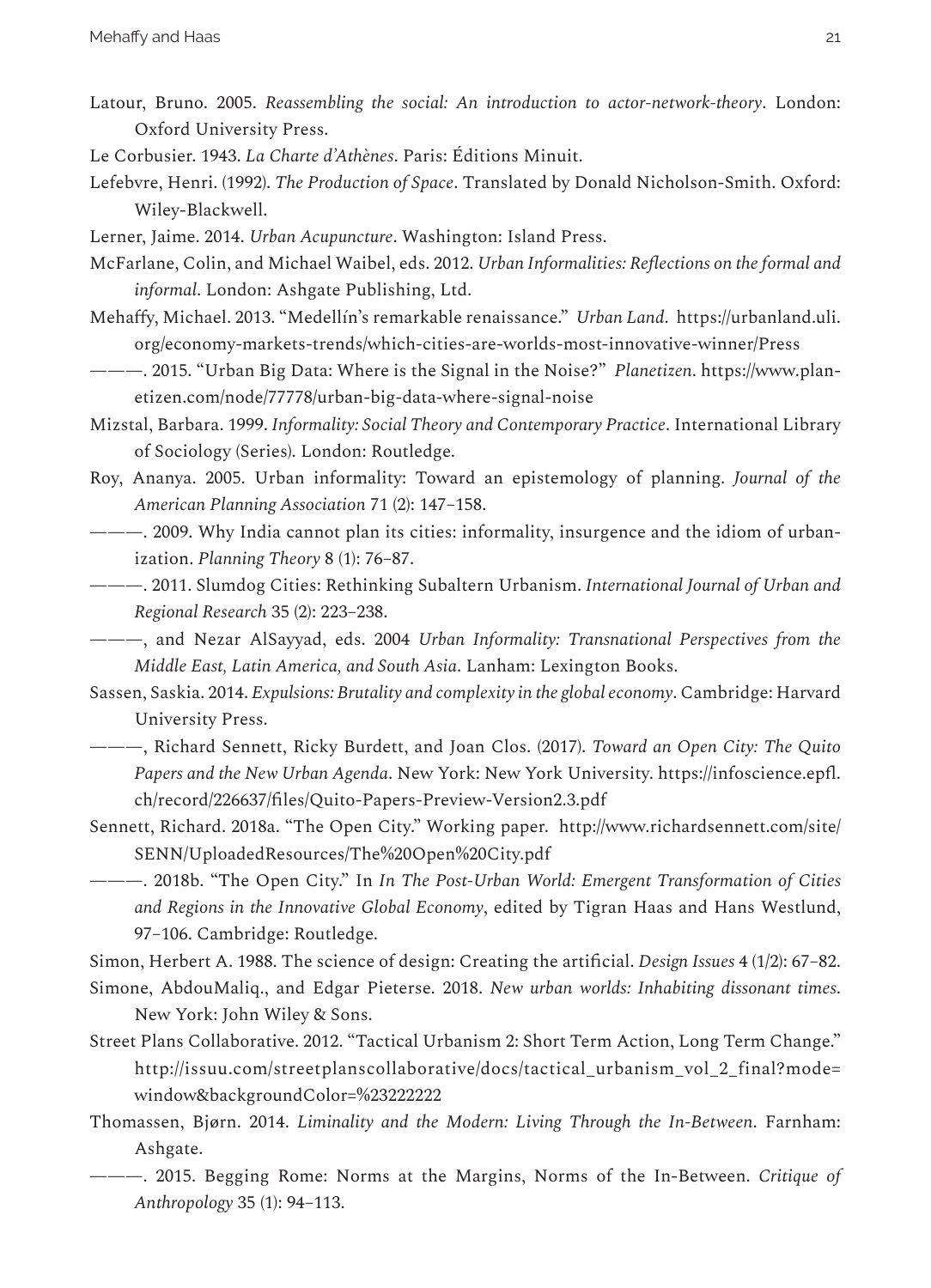Latour, Bruno. 2005. *Reassembling the social: An introduction to actor-network-theory*. London: Oxford University Press.

Le Corbusier. 1943. *La Charte d'Athènes*. Paris: Éditions Minuit.

Lefebvre, Henri. (1992). *The Production of Space*. Translated by Donald Nicholson-Smith. Oxford: Wiley-Blackwell.

Lerner, Jaime. 2014. *Urban Acupuncture*. Washington: Island Press.

McFarlane, Colin, and Michael Waibel, eds. 2012. *Urban Informalities: Reflections on the formal and informal*. London: Ashgate Publishing, Ltd.

Mehaffy, Michael. 2013. "Medellín's remarkable renaissance." *Urban Land*. https://urbanland.uli.org/economy-markets-trends/which-cities-are-worlds-most-innovative-winner/Press

———. 2015. "Urban Big Data: Where is the Signal in the Noise?" *Planetizen*. https://www.planetizen.com/node/77778/urban-big-data-where-signal-noise

Mizstal, Barbara. 1999. *Informality: Social Theory and Contemporary Practice*. International Library of Sociology (Series). London: Routledge.

Roy, Ananya. 2005. Urban informality: Toward an epistemology of planning. *Journal of the American Planning Association* 71 (2): 147–158.

———. 2009. Why India cannot plan its cities: informality, insurgence and the idiom of urbanization. *Planning Theory* 8 (1): 76–87.

———. 2011. Slumdog Cities: Rethinking Subaltern Urbanism. *International Journal of Urban and Regional Research* 35 (2): 223–238.

———, and Nezar AlSayyad, eds. 2004 *Urban Informality: Transnational Perspectives from the Middle East, Latin America, and South Asia*. Lanham: Lexington Books.

Sassen, Saskia. 2014. *Expulsions: Brutality and complexity in the global economy*. Cambridge: Harvard University Press.

———, Richard Sennett, Ricky Burdett, and Joan Clos. (2017). *Toward an Open City: The Quito Papers and the New Urban Agenda*. New York: New York University. https://infoscience.epfl.ch/record/226637/files/Quito-Papers-Preview-Version2.3.pdf

Sennett, Richard. 2018a. "The Open City." Working paper. http://www.richardsennett.com/site/SENN/UploadedResources/The%20Open%20City.pdf

———. 2018b. "The Open City." In *In The Post-Urban World: Emergent Transformation of Cities and Regions in the Innovative Global Economy*, edited by Tigran Haas and Hans Westlund, 97–106. Cambridge: Routledge.

Simon, Herbert A. 1988. The science of design: Creating the artificial. *Design Issues* 4 (1/2): 67–82.

Simone, AbdouMaliq., and Edgar Pieterse. 2018. *New urban worlds: Inhabiting dissonant times*. New York: John Wiley & Sons.

Street Plans Collaborative. 2012. "Tactical Urbanism 2: Short Term Action, Long Term Change." http://issuu.com/streetplanscollaborative/docs/tactical_urbanism_vol_2_final?mode=window&backgroundColor=%23222222

Thomassen, Bjørn. 2014. *Liminality and the Modern: Living Through the In-Between*. Farnham: Ashgate.

———. 2015. Begging Rome: Norms at the Margins, Norms of the In-Between. *Critique of Anthropology* 35 (1): 94–113.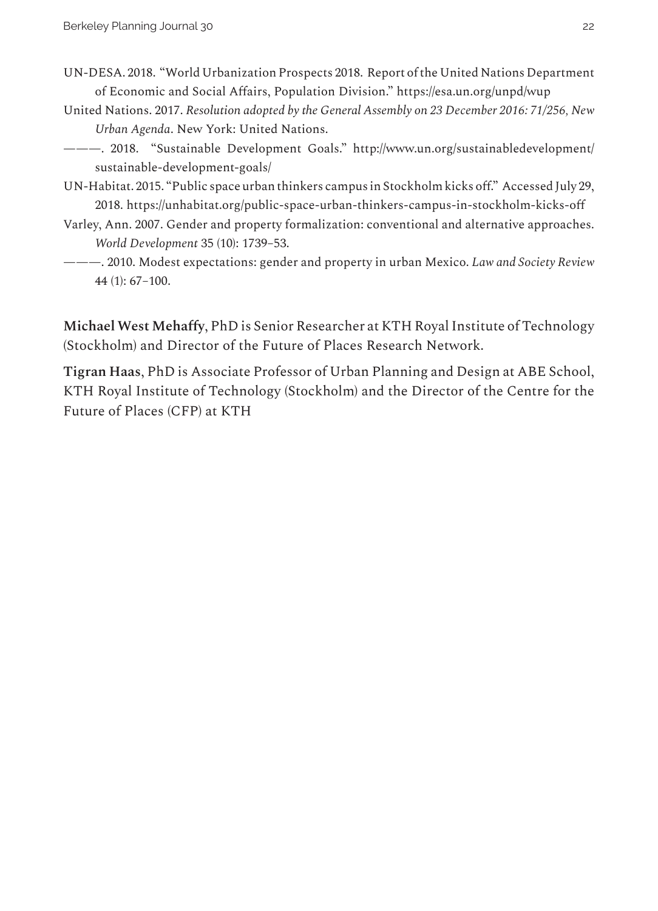UN-DESA. 2018. "World Urbanization Prospects 2018. Report of the United Nations Department of Economic and Social Affairs, Population Division." https://esa.un.org/unpd/wup

United Nations. 2017. *Resolution adopted by the General Assembly on 23 December 2016: 71/256, New Urban Agenda*. New York: United Nations.

———. 2018. "Sustainable Development Goals." http://www.un.org/sustainabledevelopment/sustainable-development-goals/

UN-Habitat. 2015. "Public space urban thinkers campus in Stockholm kicks off." Accessed July 29, 2018. https://unhabitat.org/public-space-urban-thinkers-campus-in-stockholm-kicks-off

Varley, Ann. 2007. Gender and property formalization: conventional and alternative approaches. *World Development* 35 (10): 1739–53.

———. 2010. Modest expectations: gender and property in urban Mexico. *Law and Society Review* 44 (1): 67–100.

**Michael West Mehaffy**, PhD is Senior Researcher at KTH Royal Institute of Technology (Stockholm) and Director of the Future of Places Research Network.

**Tigran Haas**, PhD is Associate Professor of Urban Planning and Design at ABE School, KTH Royal Institute of Technology (Stockholm) and the Director of the Centre for the Future of Places (CFP) at KTH